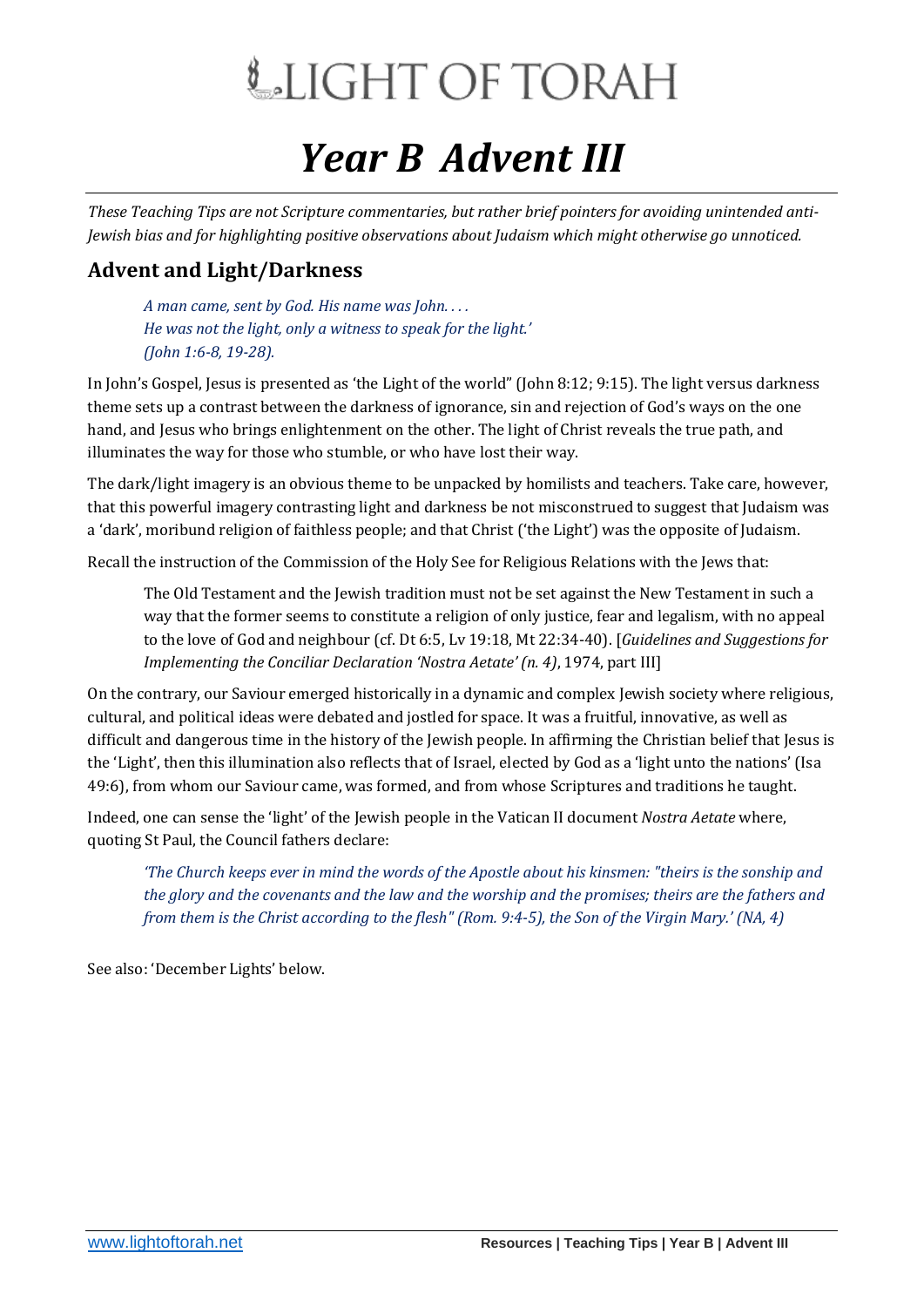# LIGHT OF TORAH

# *Year B Advent III*

*These Teaching Tips are not Scripture commentaries, but rather brief pointers for avoiding unintended anti-Jewish bias and for highlighting positive observations about Judaism which might otherwise go unnoticed.*

## Advent and Light/Darkness

> *A man came, sent by God. His name was John. . . .*
> *He was not the light, only a witness to speak for the light.'*
> *(John 1:6-8, 19-28).*

In John's Gospel, Jesus is presented as 'the Light of the world" (John 8:12; 9:15). The light versus darkness theme sets up a contrast between the darkness of ignorance, sin and rejection of God's ways on the one hand, and Jesus who brings enlightenment on the other. The light of Christ reveals the true path, and illuminates the way for those who stumble, or who have lost their way.

The dark/light imagery is an obvious theme to be unpacked by homilists and teachers. Take care, however, that this powerful imagery contrasting light and darkness be not misconstrued to suggest that Judaism was a 'dark', moribund religion of faithless people; and that Christ ('the Light') was the opposite of Judaism.

Recall the instruction of the Commission of the Holy See for Religious Relations with the Jews that:

> The Old Testament and the Jewish tradition must not be set against the New Testament in such a way that the former seems to constitute a religion of only justice, fear and legalism, with no appeal to the love of God and neighbour (cf. Dt 6:5, Lv 19:18, Mt 22:34-40). [*Guidelines and Suggestions for Implementing the Conciliar Declaration 'Nostra Aetate' (n. 4)*, 1974, part III]

On the contrary, our Saviour emerged historically in a dynamic and complex Jewish society where religious, cultural, and political ideas were debated and jostled for space. It was a fruitful, innovative, as well as difficult and dangerous time in the history of the Jewish people. In affirming the Christian belief that Jesus is the 'Light', then this illumination also reflects that of Israel, elected by God as a 'light unto the nations' (Isa 49:6), from whom our Saviour came, was formed, and from whose Scriptures and traditions he taught.

Indeed, one can sense the 'light' of the Jewish people in the Vatican II document *Nostra Aetate* where, quoting St Paul, the Council fathers declare:

> *'The Church keeps ever in mind the words of the Apostle about his kinsmen: "theirs is the sonship and the glory and the covenants and the law and the worship and the promises; theirs are the fathers and from them is the Christ according to the flesh" (Rom. 9:4-5), the Son of the Virgin Mary.' (NA, 4)*

See also: 'December Lights' below.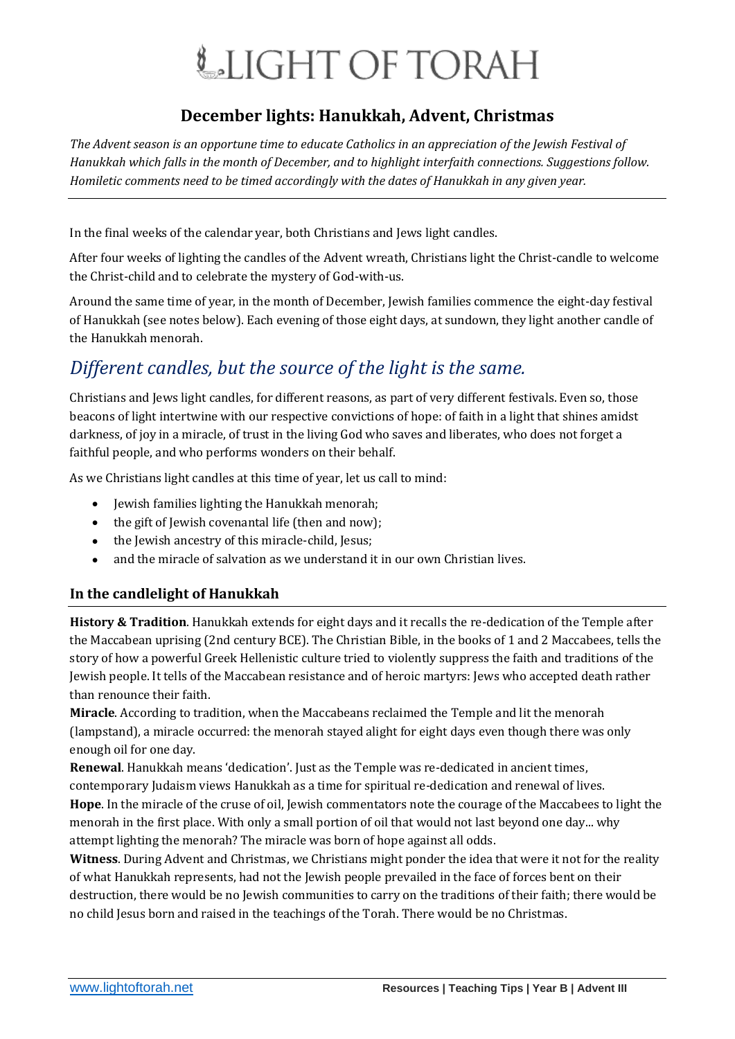# LIGHT OF TORAH

## December lights: Hanukkah, Advent, Christmas

*The Advent season is an opportune time to educate Catholics in an appreciation of the Jewish Festival of Hanukkah which falls in the month of December, and to highlight interfaith connections. Suggestions follow. Homiletic comments need to be timed accordingly with the dates of Hanukkah in any given year.*

---

In the final weeks of the calendar year, both Christians and Jews light candles.

After four weeks of lighting the candles of the Advent wreath, Christians light the Christ-candle to welcome the Christ-child and to celebrate the mystery of God-with-us.

Around the same time of year, in the month of December, Jewish families commence the eight-day festival of Hanukkah (see notes below). Each evening of those eight days, at sundown, they light another candle of the Hanukkah menorah.

## *Different candles, but the source of the light is the same.*

Christians and Jews light candles, for different reasons, as part of very different festivals. Even so, those beacons of light intertwine with our respective convictions of hope: of faith in a light that shines amidst darkness, of joy in a miracle, of trust in the living God who saves and liberates, who does not forget a faithful people, and who performs wonders on their behalf.

As we Christians light candles at this time of year, let us call to mind:

- Jewish families lighting the Hanukkah menorah;
- the gift of Jewish covenantal life (then and now);
- the Jewish ancestry of this miracle-child, Jesus;
- and the miracle of salvation as we understand it in our own Christian lives.

### In the candlelight of Hanukkah

**History & Tradition**. Hanukkah extends for eight days and it recalls the re-dedication of the Temple after the Maccabean uprising (2nd century BCE). The Christian Bible, in the books of 1 and 2 Maccabees, tells the story of how a powerful Greek Hellenistic culture tried to violently suppress the faith and traditions of the Jewish people. It tells of the Maccabean resistance and of heroic martyrs: Jews who accepted death rather than renounce their faith.

**Miracle**. According to tradition, when the Maccabeans reclaimed the Temple and lit the menorah (lampstand), a miracle occurred: the menorah stayed alight for eight days even though there was only enough oil for one day.

**Renewal**. Hanukkah means 'dedication'. Just as the Temple was re-dedicated in ancient times, contemporary Judaism views Hanukkah as a time for spiritual re-dedication and renewal of lives.

**Hope**. In the miracle of the cruse of oil, Jewish commentators note the courage of the Maccabees to light the menorah in the first place. With only a small portion of oil that would not last beyond one day... why attempt lighting the menorah? The miracle was born of hope against all odds.

**Witness**. During Advent and Christmas, we Christians might ponder the idea that were it not for the reality of what Hanukkah represents, had not the Jewish people prevailed in the face of forces bent on their destruction, there would be no Jewish communities to carry on the traditions of their faith; there would be no child Jesus born and raised in the teachings of the Torah. There would be no Christmas.